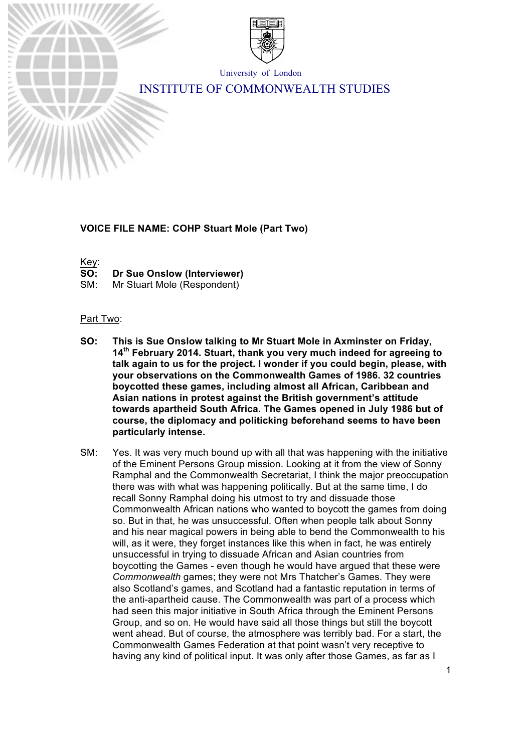University of London

INSTITUTE OF COMMONWEALTH STUDIES

**VOICE FILE NAME: COHP Stuart Mole (Part Two)**

Key:

**SO: Dr Sue Onslow (Interviewer)**

SM: Mr Stuart Mole (Respondent)

Part Two:

**SO: This is Sue Onslow talking to Mr Stuart Mole in Axminster on Friday, 14th February 2014. Stuart, thank you very much indeed for agreeing to talk again to us for the project. I wonder if you could begin, please, with your observations on the Commonwealth Games of 1986. 32 countries boycotted these games, including almost all African, Caribbean and Asian nations in protest against the British government's attitude towards apartheid South Africa. The Games opened in July 1986 but of course, the diplomacy and politicking beforehand seems to have been particularly intense.**

SM: Yes. It was very much bound up with all that was happening with the initiative of the Eminent Persons Group mission. Looking at it from the view of Sonny Ramphal and the Commonwealth Secretariat, I think the major preoccupation there was with what was happening politically. But at the same time, I do recall Sonny Ramphal doing his utmost to try and dissuade those Commonwealth African nations who wanted to boycott the games from doing so. But in that, he was unsuccessful. Often when people talk about Sonny and his near magical powers in being able to bend the Commonwealth to his will, as it were, they forget instances like this when in fact, he was entirely unsuccessful in trying to dissuade African and Asian countries from boycotting the Games - even though he would have argued that these were *Commonwealth* games; they were not Mrs Thatcher's Games. They were also Scotland's games, and Scotland had a fantastic reputation in terms of the anti-apartheid cause. The Commonwealth was part of a process which had seen this major initiative in South Africa through the Eminent Persons Group, and so on. He would have said all those things but still the boycott went ahead. But of course, the atmosphere was terribly bad. For a start, the Commonwealth Games Federation at that point wasn't very receptive to having any kind of political input. It was only after those Games, as far as I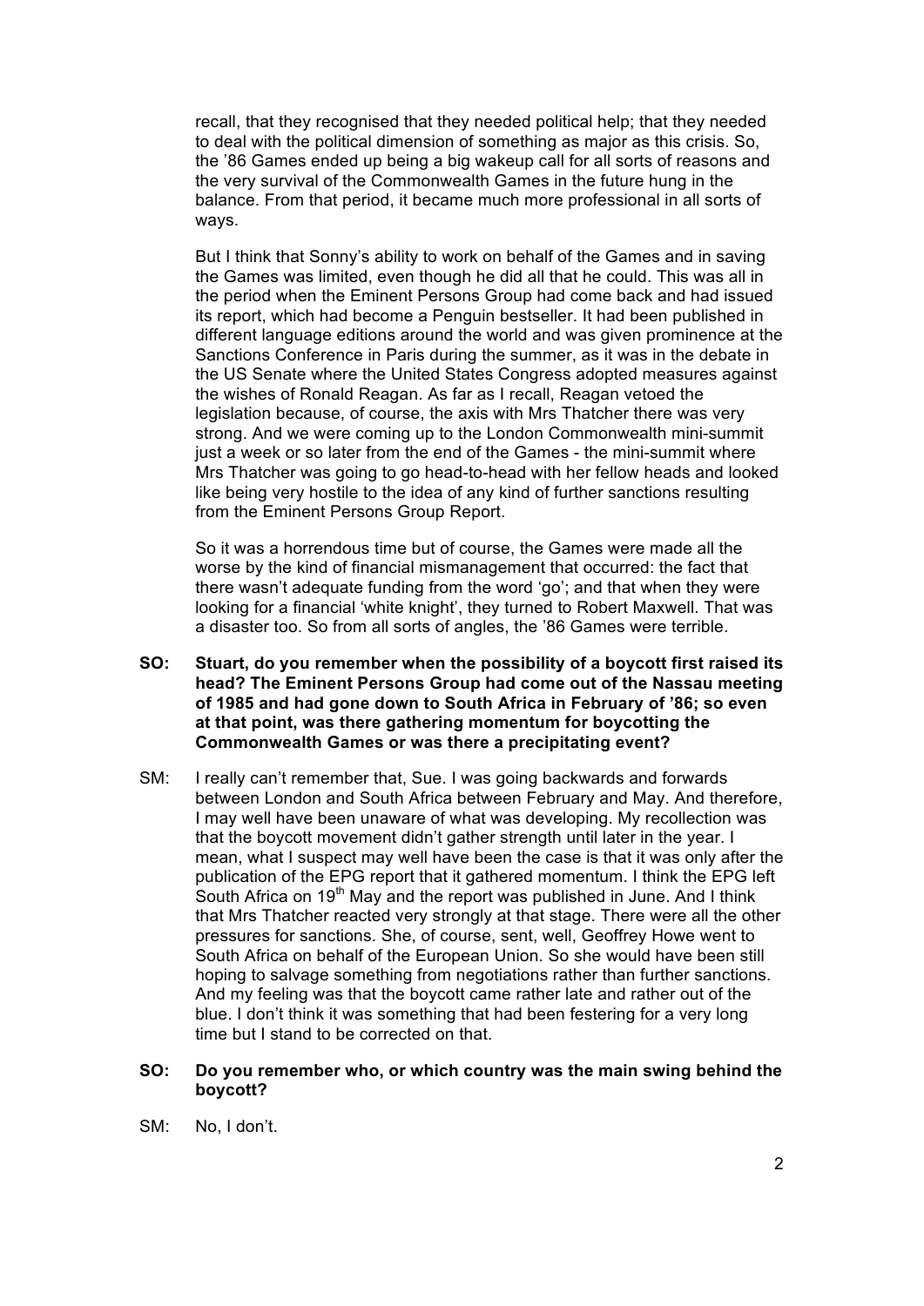recall, that they recognised that they needed political help; that they needed to deal with the political dimension of something as major as this crisis. So, the '86 Games ended up being a big wakeup call for all sorts of reasons and the very survival of the Commonwealth Games in the future hung in the balance. From that period, it became much more professional in all sorts of ways.

But I think that Sonny's ability to work on behalf of the Games and in saving the Games was limited, even though he did all that he could. This was all in the period when the Eminent Persons Group had come back and had issued its report, which had become a Penguin bestseller. It had been published in different language editions around the world and was given prominence at the Sanctions Conference in Paris during the summer, as it was in the debate in the US Senate where the United States Congress adopted measures against the wishes of Ronald Reagan. As far as I recall, Reagan vetoed the legislation because, of course, the axis with Mrs Thatcher there was very strong. And we were coming up to the London Commonwealth mini-summit just a week or so later from the end of the Games - the mini-summit where Mrs Thatcher was going to go head-to-head with her fellow heads and looked like being very hostile to the idea of any kind of further sanctions resulting from the Eminent Persons Group Report.

So it was a horrendous time but of course, the Games were made all the worse by the kind of financial mismanagement that occurred: the fact that there wasn't adequate funding from the word 'go'; and that when they were looking for a financial 'white knight', they turned to Robert Maxwell. That was a disaster too. So from all sorts of angles, the '86 Games were terrible.

**SO: Stuart, do you remember when the possibility of a boycott first raised its head? The Eminent Persons Group had come out of the Nassau meeting of 1985 and had gone down to South Africa in February of '86; so even at that point, was there gathering momentum for boycotting the Commonwealth Games or was there a precipitating event?**

SM: I really can't remember that, Sue. I was going backwards and forwards between London and South Africa between February and May. And therefore, I may well have been unaware of what was developing. My recollection was that the boycott movement didn't gather strength until later in the year. I mean, what I suspect may well have been the case is that it was only after the publication of the EPG report that it gathered momentum. I think the EPG left South Africa on 19th May and the report was published in June. And I think that Mrs Thatcher reacted very strongly at that stage. There were all the other pressures for sanctions. She, of course, sent, well, Geoffrey Howe went to South Africa on behalf of the European Union. So she would have been still hoping to salvage something from negotiations rather than further sanctions. And my feeling was that the boycott came rather late and rather out of the blue. I don't think it was something that had been festering for a very long time but I stand to be corrected on that.

**SO: Do you remember who, or which country was the main swing behind the boycott?**

SM: No, I don't.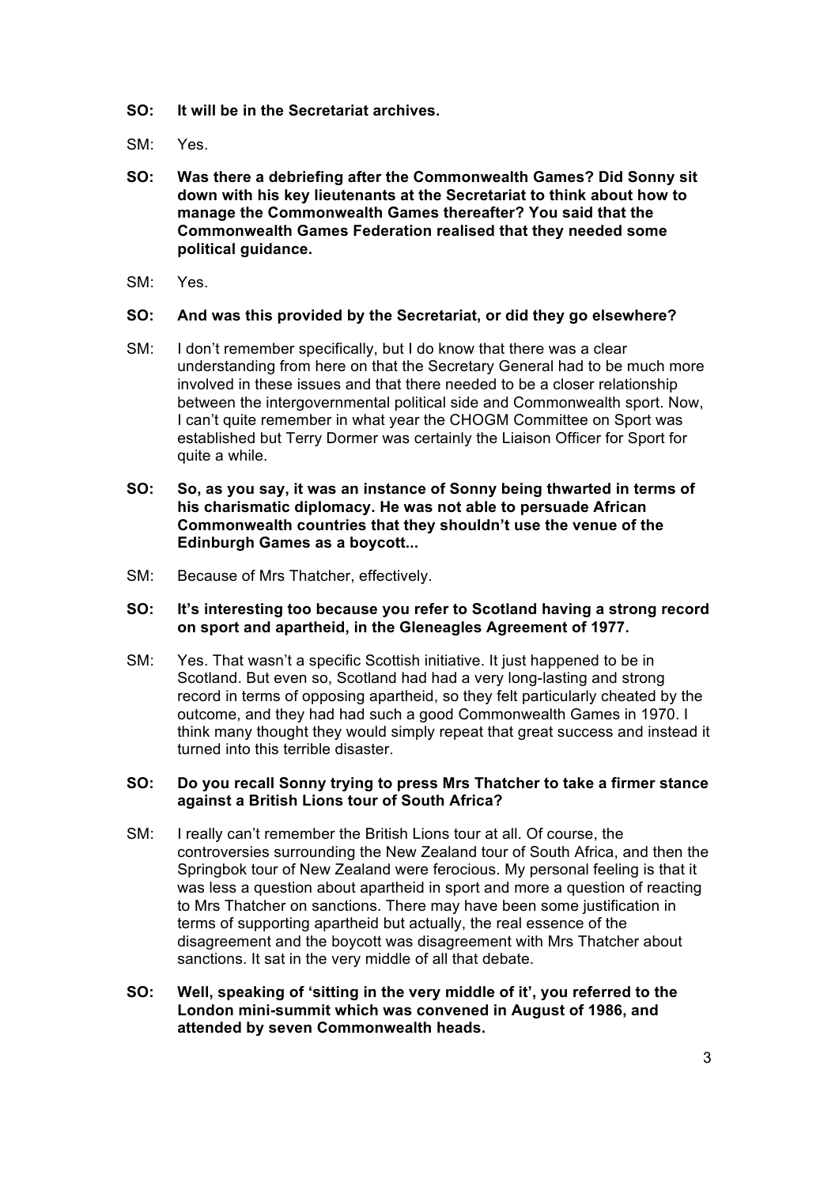**SO: It will be in the Secretariat archives.**

SM: Yes.

**SO: Was there a debriefing after the Commonwealth Games? Did Sonny sit down with his key lieutenants at the Secretariat to think about how to manage the Commonwealth Games thereafter? You said that the Commonwealth Games Federation realised that they needed some political guidance.**

SM: Yes.

**SO: And was this provided by the Secretariat, or did they go elsewhere?**

SM: I don't remember specifically, but I do know that there was a clear understanding from here on that the Secretary General had to be much more involved in these issues and that there needed to be a closer relationship between the intergovernmental political side and Commonwealth sport. Now, I can't quite remember in what year the CHOGM Committee on Sport was established but Terry Dormer was certainly the Liaison Officer for Sport for quite a while.

**SO: So, as you say, it was an instance of Sonny being thwarted in terms of his charismatic diplomacy. He was not able to persuade African Commonwealth countries that they shouldn't use the venue of the Edinburgh Games as a boycott...**

SM: Because of Mrs Thatcher, effectively.

**SO: It's interesting too because you refer to Scotland having a strong record on sport and apartheid, in the Gleneagles Agreement of 1977.**

SM: Yes. That wasn't a specific Scottish initiative. It just happened to be in Scotland. But even so, Scotland had had a very long-lasting and strong record in terms of opposing apartheid, so they felt particularly cheated by the outcome, and they had had such a good Commonwealth Games in 1970. I think many thought they would simply repeat that great success and instead it turned into this terrible disaster.

**SO: Do you recall Sonny trying to press Mrs Thatcher to take a firmer stance against a British Lions tour of South Africa?**

SM: I really can't remember the British Lions tour at all. Of course, the controversies surrounding the New Zealand tour of South Africa, and then the Springbok tour of New Zealand were ferocious. My personal feeling is that it was less a question about apartheid in sport and more a question of reacting to Mrs Thatcher on sanctions. There may have been some justification in terms of supporting apartheid but actually, the real essence of the disagreement and the boycott was disagreement with Mrs Thatcher about sanctions. It sat in the very middle of all that debate.

**SO: Well, speaking of 'sitting in the very middle of it', you referred to the London mini-summit which was convened in August of 1986, and attended by seven Commonwealth heads.**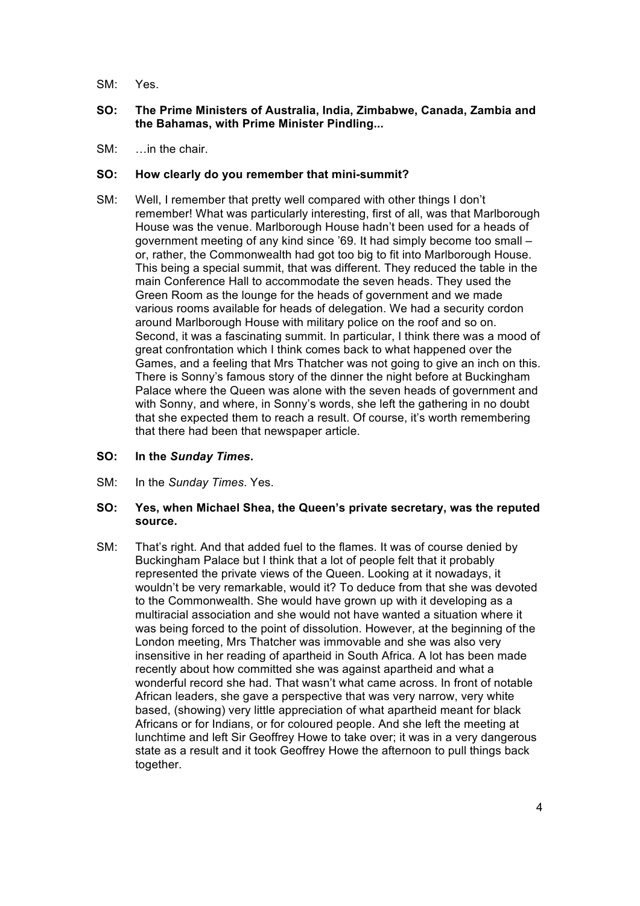SM: Yes.

**SO: The Prime Ministers of Australia, India, Zimbabwe, Canada, Zambia and the Bahamas, with Prime Minister Pindling...**

SM: …in the chair.

**SO: How clearly do you remember that mini-summit?**

SM: Well, I remember that pretty well compared with other things I don't remember! What was particularly interesting, first of all, was that Marlborough House was the venue. Marlborough House hadn't been used for a heads of government meeting of any kind since '69. It had simply become too small – or, rather, the Commonwealth had got too big to fit into Marlborough House. This being a special summit, that was different. They reduced the table in the main Conference Hall to accommodate the seven heads. They used the Green Room as the lounge for the heads of government and we made various rooms available for heads of delegation. We had a security cordon around Marlborough House with military police on the roof and so on. Second, it was a fascinating summit. In particular, I think there was a mood of great confrontation which I think comes back to what happened over the Games, and a feeling that Mrs Thatcher was not going to give an inch on this. There is Sonny's famous story of the dinner the night before at Buckingham Palace where the Queen was alone with the seven heads of government and with Sonny, and where, in Sonny's words, she left the gathering in no doubt that she expected them to reach a result. Of course, it's worth remembering that there had been that newspaper article.

**SO: In the *Sunday Times*.**

SM: In the *Sunday Times*. Yes.

**SO: Yes, when Michael Shea, the Queen's private secretary, was the reputed source.**

SM: That's right. And that added fuel to the flames. It was of course denied by Buckingham Palace but I think that a lot of people felt that it probably represented the private views of the Queen. Looking at it nowadays, it wouldn't be very remarkable, would it? To deduce from that she was devoted to the Commonwealth. She would have grown up with it developing as a multiracial association and she would not have wanted a situation where it was being forced to the point of dissolution. However, at the beginning of the London meeting, Mrs Thatcher was immovable and she was also very insensitive in her reading of apartheid in South Africa. A lot has been made recently about how committed she was against apartheid and what a wonderful record she had. That wasn't what came across. In front of notable African leaders, she gave a perspective that was very narrow, very white based, (showing) very little appreciation of what apartheid meant for black Africans or for Indians, or for coloured people. And she left the meeting at lunchtime and left Sir Geoffrey Howe to take over; it was in a very dangerous state as a result and it took Geoffrey Howe the afternoon to pull things back together.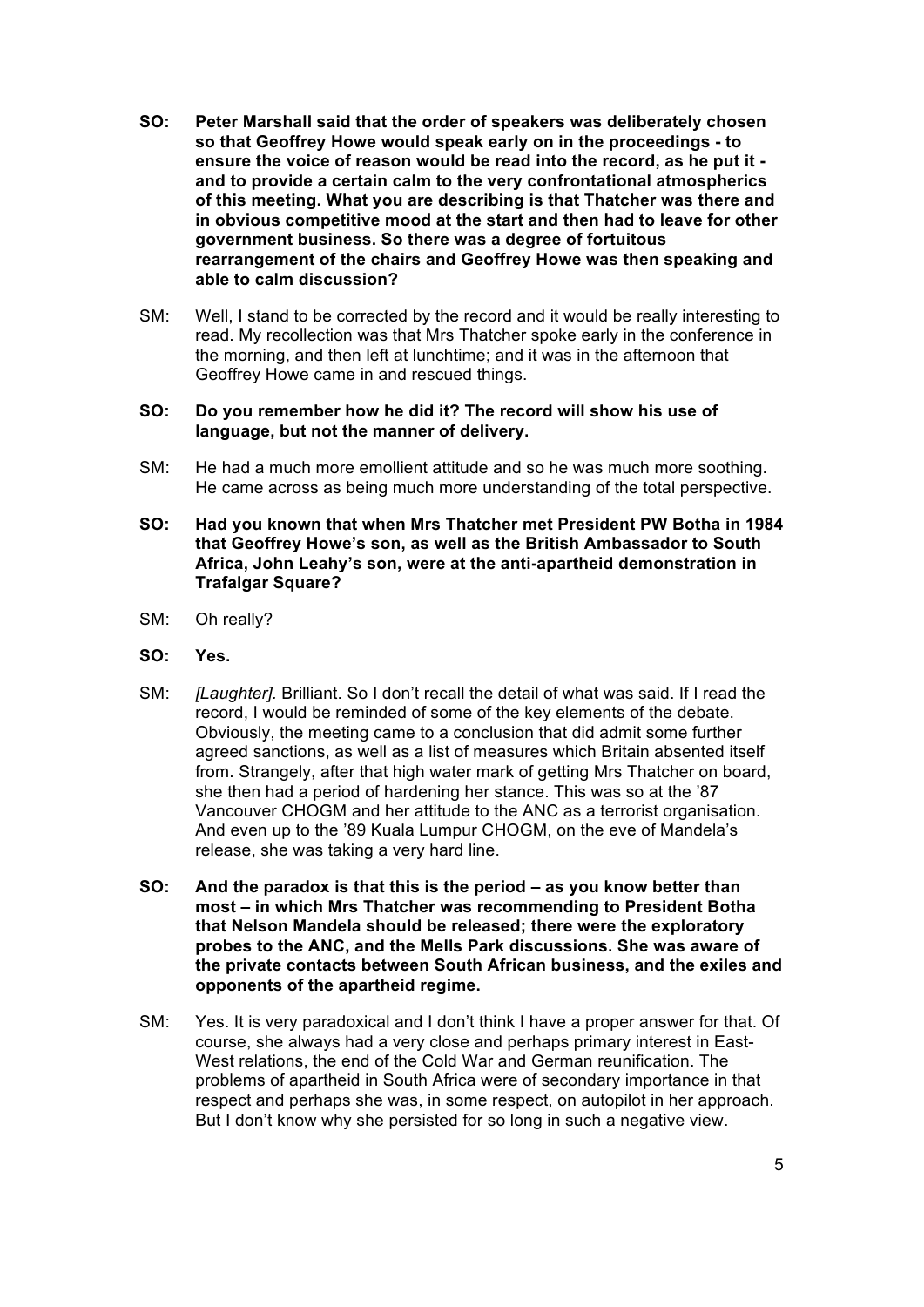**SO: Peter Marshall said that the order of speakers was deliberately chosen so that Geoffrey Howe would speak early on in the proceedings - to ensure the voice of reason would be read into the record, as he put it - and to provide a certain calm to the very confrontational atmospherics of this meeting. What you are describing is that Thatcher was there and in obvious competitive mood at the start and then had to leave for other government business. So there was a degree of fortuitous rearrangement of the chairs and Geoffrey Howe was then speaking and able to calm discussion?**

SM: Well, I stand to be corrected by the record and it would be really interesting to read. My recollection was that Mrs Thatcher spoke early in the conference in the morning, and then left at lunchtime; and it was in the afternoon that Geoffrey Howe came in and rescued things.

**SO: Do you remember how he did it? The record will show his use of language, but not the manner of delivery.**

SM: He had a much more emollient attitude and so he was much more soothing. He came across as being much more understanding of the total perspective.

**SO: Had you known that when Mrs Thatcher met President PW Botha in 1984 that Geoffrey Howe's son, as well as the British Ambassador to South Africa, John Leahy's son, were at the anti-apartheid demonstration in Trafalgar Square?**

SM: Oh really?

**SO: Yes.**

SM: *[Laughter].* Brilliant. So I don't recall the detail of what was said. If I read the record, I would be reminded of some of the key elements of the debate. Obviously, the meeting came to a conclusion that did admit some further agreed sanctions, as well as a list of measures which Britain absented itself from. Strangely, after that high water mark of getting Mrs Thatcher on board, she then had a period of hardening her stance. This was so at the '87 Vancouver CHOGM and her attitude to the ANC as a terrorist organisation. And even up to the '89 Kuala Lumpur CHOGM, on the eve of Mandela's release, she was taking a very hard line.

**SO: And the paradox is that this is the period – as you know better than most – in which Mrs Thatcher was recommending to President Botha that Nelson Mandela should be released; there were the exploratory probes to the ANC, and the Mells Park discussions. She was aware of the private contacts between South African business, and the exiles and opponents of the apartheid regime.**

SM: Yes. It is very paradoxical and I don't think I have a proper answer for that. Of course, she always had a very close and perhaps primary interest in East-West relations, the end of the Cold War and German reunification. The problems of apartheid in South Africa were of secondary importance in that respect and perhaps she was, in some respect, on autopilot in her approach. But I don't know why she persisted for so long in such a negative view.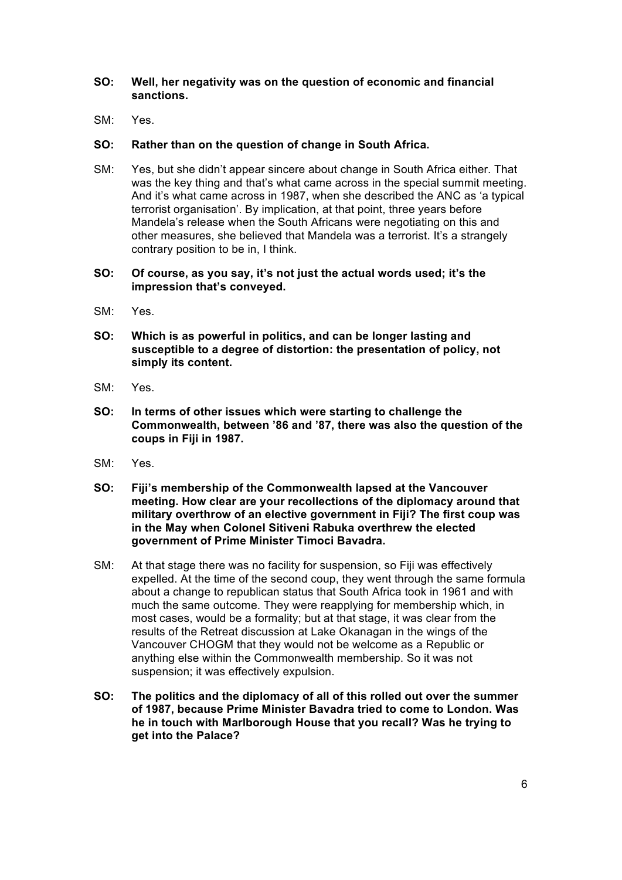**SO: Well, her negativity was on the question of economic and financial sanctions.**

SM: Yes.

**SO: Rather than on the question of change in South Africa.**

SM: Yes, but she didn't appear sincere about change in South Africa either. That was the key thing and that's what came across in the special summit meeting. And it's what came across in 1987, when she described the ANC as 'a typical terrorist organisation'. By implication, at that point, three years before Mandela's release when the South Africans were negotiating on this and other measures, she believed that Mandela was a terrorist. It's a strangely contrary position to be in, I think.

**SO: Of course, as you say, it's not just the actual words used; it's the impression that's conveyed.**

SM: Yes.

**SO: Which is as powerful in politics, and can be longer lasting and susceptible to a degree of distortion: the presentation of policy, not simply its content.**

SM: Yes.

**SO: In terms of other issues which were starting to challenge the Commonwealth, between '86 and '87, there was also the question of the coups in Fiji in 1987.**

SM: Yes.

**SO: Fiji's membership of the Commonwealth lapsed at the Vancouver meeting. How clear are your recollections of the diplomacy around that military overthrow of an elective government in Fiji? The first coup was in the May when Colonel Sitiveni Rabuka overthrew the elected government of Prime Minister Timoci Bavadra.**

SM: At that stage there was no facility for suspension, so Fiji was effectively expelled. At the time of the second coup, they went through the same formula about a change to republican status that South Africa took in 1961 and with much the same outcome. They were reapplying for membership which, in most cases, would be a formality; but at that stage, it was clear from the results of the Retreat discussion at Lake Okanagan in the wings of the Vancouver CHOGM that they would not be welcome as a Republic or anything else within the Commonwealth membership. So it was not suspension; it was effectively expulsion.

**SO: The politics and the diplomacy of all of this rolled out over the summer of 1987, because Prime Minister Bavadra tried to come to London. Was he in touch with Marlborough House that you recall? Was he trying to get into the Palace?**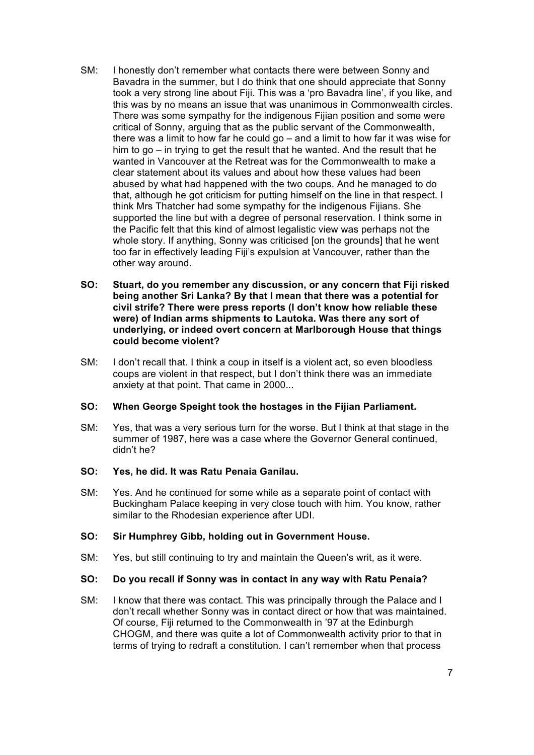SM: I honestly don't remember what contacts there were between Sonny and Bavadra in the summer, but I do think that one should appreciate that Sonny took a very strong line about Fiji. This was a 'pro Bavadra line', if you like, and this was by no means an issue that was unanimous in Commonwealth circles. There was some sympathy for the indigenous Fijian position and some were critical of Sonny, arguing that as the public servant of the Commonwealth, there was a limit to how far he could go – and a limit to how far it was wise for him to go – in trying to get the result that he wanted. And the result that he wanted in Vancouver at the Retreat was for the Commonwealth to make a clear statement about its values and about how these values had been abused by what had happened with the two coups. And he managed to do that, although he got criticism for putting himself on the line in that respect. I think Mrs Thatcher had some sympathy for the indigenous Fijians. She supported the line but with a degree of personal reservation. I think some in the Pacific felt that this kind of almost legalistic view was perhaps not the whole story. If anything, Sonny was criticised [on the grounds] that he went too far in effectively leading Fiji's expulsion at Vancouver, rather than the other way around.

**SO: Stuart, do you remember any discussion, or any concern that Fiji risked being another Sri Lanka? By that I mean that there was a potential for civil strife? There were press reports (I don't know how reliable these were) of Indian arms shipments to Lautoka. Was there any sort of underlying, or indeed overt concern at Marlborough House that things could become violent?**

SM: I don't recall that. I think a coup in itself is a violent act, so even bloodless coups are violent in that respect, but I don't think there was an immediate anxiety at that point. That came in 2000...

**SO: When George Speight took the hostages in the Fijian Parliament.**

SM: Yes, that was a very serious turn for the worse. But I think at that stage in the summer of 1987, here was a case where the Governor General continued, didn't he?

**SO: Yes, he did. It was Ratu Penaia Ganilau.**

SM: Yes. And he continued for some while as a separate point of contact with Buckingham Palace keeping in very close touch with him. You know, rather similar to the Rhodesian experience after UDI.

**SO: Sir Humphrey Gibb, holding out in Government House.**

SM: Yes, but still continuing to try and maintain the Queen's writ, as it were.

**SO: Do you recall if Sonny was in contact in any way with Ratu Penaia?**

SM: I know that there was contact. This was principally through the Palace and I don't recall whether Sonny was in contact direct or how that was maintained. Of course, Fiji returned to the Commonwealth in '97 at the Edinburgh CHOGM, and there was quite a lot of Commonwealth activity prior to that in terms of trying to redraft a constitution. I can't remember when that process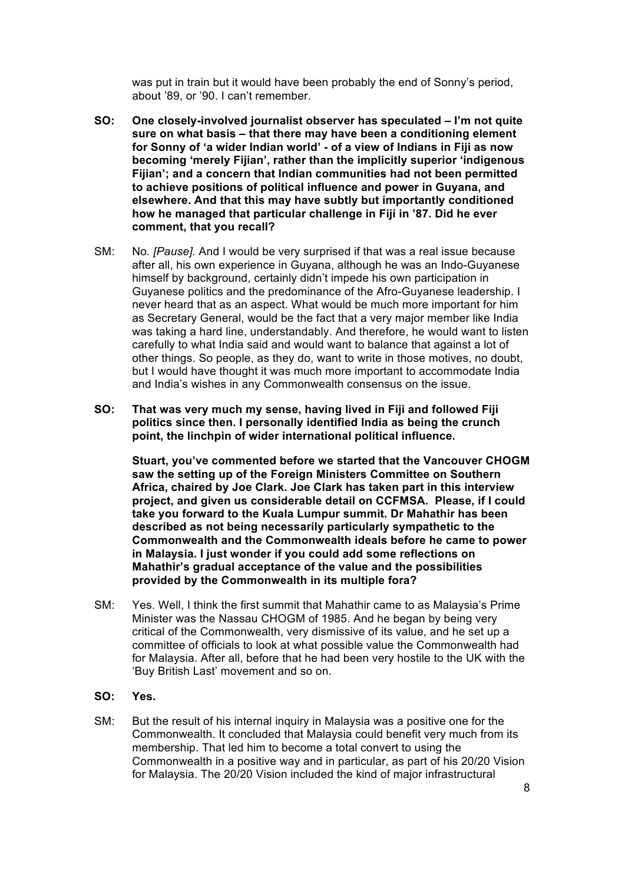was put in train but it would have been probably the end of Sonny's period, about '89, or '90. I can't remember.

**SO: One closely-involved journalist observer has speculated – I'm not quite sure on what basis – that there may have been a conditioning element for Sonny of 'a wider Indian world' - of a view of Indians in Fiji as now becoming 'merely Fijian', rather than the implicitly superior 'indigenous Fijian'; and a concern that Indian communities had not been permitted to achieve positions of political influence and power in Guyana, and elsewhere. And that this may have subtly but importantly conditioned how he managed that particular challenge in Fiji in '87. Did he ever comment, that you recall?**

SM: No. *[Pause].* And I would be very surprised if that was a real issue because after all, his own experience in Guyana, although he was an Indo-Guyanese himself by background, certainly didn't impede his own participation in Guyanese politics and the predominance of the Afro-Guyanese leadership. I never heard that as an aspect. What would be much more important for him as Secretary General, would be the fact that a very major member like India was taking a hard line, understandably. And therefore, he would want to listen carefully to what India said and would want to balance that against a lot of other things. So people, as they do, want to write in those motives, no doubt, but I would have thought it was much more important to accommodate India and India's wishes in any Commonwealth consensus on the issue.

**SO: That was very much my sense, having lived in Fiji and followed Fiji politics since then. I personally identified India as being the crunch point, the linchpin of wider international political influence.**

**Stuart, you've commented before we started that the Vancouver CHOGM saw the setting up of the Foreign Ministers Committee on Southern Africa, chaired by Joe Clark. Joe Clark has taken part in this interview project, and given us considerable detail on CCFMSA. Please, if I could take you forward to the Kuala Lumpur summit. Dr Mahathir has been described as not being necessarily particularly sympathetic to the Commonwealth and the Commonwealth ideals before he came to power in Malaysia. I just wonder if you could add some reflections on Mahathir's gradual acceptance of the value and the possibilities provided by the Commonwealth in its multiple fora?**

SM: Yes. Well, I think the first summit that Mahathir came to as Malaysia's Prime Minister was the Nassau CHOGM of 1985. And he began by being very critical of the Commonwealth, very dismissive of its value, and he set up a committee of officials to look at what possible value the Commonwealth had for Malaysia. After all, before that he had been very hostile to the UK with the 'Buy British Last' movement and so on.

**SO: Yes.**

SM: But the result of his internal inquiry in Malaysia was a positive one for the Commonwealth. It concluded that Malaysia could benefit very much from its membership. That led him to become a total convert to using the Commonwealth in a positive way and in particular, as part of his 20/20 Vision for Malaysia. The 20/20 Vision included the kind of major infrastructural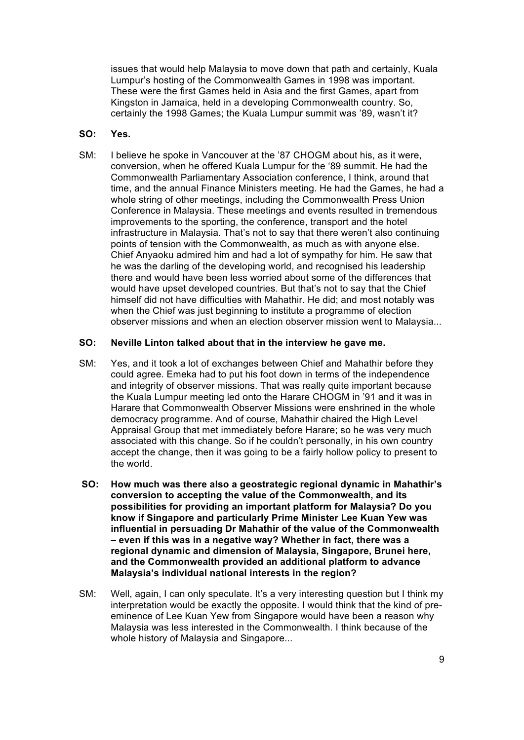issues that would help Malaysia to move down that path and certainly, Kuala Lumpur's hosting of the Commonwealth Games in 1998 was important. These were the first Games held in Asia and the first Games, apart from Kingston in Jamaica, held in a developing Commonwealth country. So, certainly the 1998 Games; the Kuala Lumpur summit was '89, wasn't it?

**SO: Yes.**

SM: I believe he spoke in Vancouver at the '87 CHOGM about his, as it were, conversion, when he offered Kuala Lumpur for the '89 summit. He had the Commonwealth Parliamentary Association conference, I think, around that time, and the annual Finance Ministers meeting. He had the Games, he had a whole string of other meetings, including the Commonwealth Press Union Conference in Malaysia. These meetings and events resulted in tremendous improvements to the sporting, the conference, transport and the hotel infrastructure in Malaysia. That's not to say that there weren't also continuing points of tension with the Commonwealth, as much as with anyone else. Chief Anyaoku admired him and had a lot of sympathy for him. He saw that he was the darling of the developing world, and recognised his leadership there and would have been less worried about some of the differences that would have upset developed countries. But that's not to say that the Chief himself did not have difficulties with Mahathir. He did; and most notably was when the Chief was just beginning to institute a programme of election observer missions and when an election observer mission went to Malaysia...

**SO: Neville Linton talked about that in the interview he gave me.**

SM: Yes, and it took a lot of exchanges between Chief and Mahathir before they could agree. Emeka had to put his foot down in terms of the independence and integrity of observer missions. That was really quite important because the Kuala Lumpur meeting led onto the Harare CHOGM in '91 and it was in Harare that Commonwealth Observer Missions were enshrined in the whole democracy programme. And of course, Mahathir chaired the High Level Appraisal Group that met immediately before Harare; so he was very much associated with this change. So if he couldn't personally, in his own country accept the change, then it was going to be a fairly hollow policy to present to the world.

**SO: How much was there also a geostrategic regional dynamic in Mahathir's conversion to accepting the value of the Commonwealth, and its possibilities for providing an important platform for Malaysia? Do you know if Singapore and particularly Prime Minister Lee Kuan Yew was influential in persuading Dr Mahathir of the value of the Commonwealth – even if this was in a negative way? Whether in fact, there was a regional dynamic and dimension of Malaysia, Singapore, Brunei here, and the Commonwealth provided an additional platform to advance Malaysia's individual national interests in the region?**

SM: Well, again, I can only speculate. It's a very interesting question but I think my interpretation would be exactly the opposite. I would think that the kind of pre-eminence of Lee Kuan Yew from Singapore would have been a reason why Malaysia was less interested in the Commonwealth. I think because of the whole history of Malaysia and Singapore...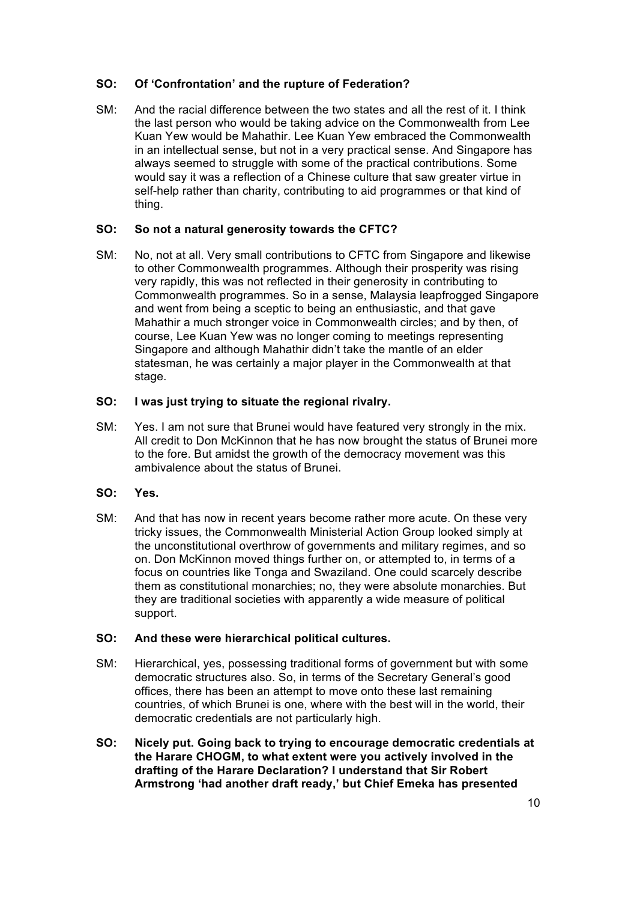**SO: Of 'Confrontation' and the rupture of Federation?**

SM: And the racial difference between the two states and all the rest of it. I think the last person who would be taking advice on the Commonwealth from Lee Kuan Yew would be Mahathir. Lee Kuan Yew embraced the Commonwealth in an intellectual sense, but not in a very practical sense. And Singapore has always seemed to struggle with some of the practical contributions. Some would say it was a reflection of a Chinese culture that saw greater virtue in self-help rather than charity, contributing to aid programmes or that kind of thing.

**SO: So not a natural generosity towards the CFTC?**

SM: No, not at all. Very small contributions to CFTC from Singapore and likewise to other Commonwealth programmes. Although their prosperity was rising very rapidly, this was not reflected in their generosity in contributing to Commonwealth programmes. So in a sense, Malaysia leapfrogged Singapore and went from being a sceptic to being an enthusiastic, and that gave Mahathir a much stronger voice in Commonwealth circles; and by then, of course, Lee Kuan Yew was no longer coming to meetings representing Singapore and although Mahathir didn't take the mantle of an elder statesman, he was certainly a major player in the Commonwealth at that stage.

**SO: I was just trying to situate the regional rivalry.**

SM: Yes. I am not sure that Brunei would have featured very strongly in the mix. All credit to Don McKinnon that he has now brought the status of Brunei more to the fore. But amidst the growth of the democracy movement was this ambivalence about the status of Brunei.

**SO: Yes.**

SM: And that has now in recent years become rather more acute. On these very tricky issues, the Commonwealth Ministerial Action Group looked simply at the unconstitutional overthrow of governments and military regimes, and so on. Don McKinnon moved things further on, or attempted to, in terms of a focus on countries like Tonga and Swaziland. One could scarcely describe them as constitutional monarchies; no, they were absolute monarchies. But they are traditional societies with apparently a wide measure of political support.

**SO: And these were hierarchical political cultures.**

SM: Hierarchical, yes, possessing traditional forms of government but with some democratic structures also. So, in terms of the Secretary General's good offices, there has been an attempt to move onto these last remaining countries, of which Brunei is one, where with the best will in the world, their democratic credentials are not particularly high.

**SO: Nicely put. Going back to trying to encourage democratic credentials at the Harare CHOGM, to what extent were you actively involved in the drafting of the Harare Declaration? I understand that Sir Robert Armstrong 'had another draft ready,' but Chief Emeka has presented**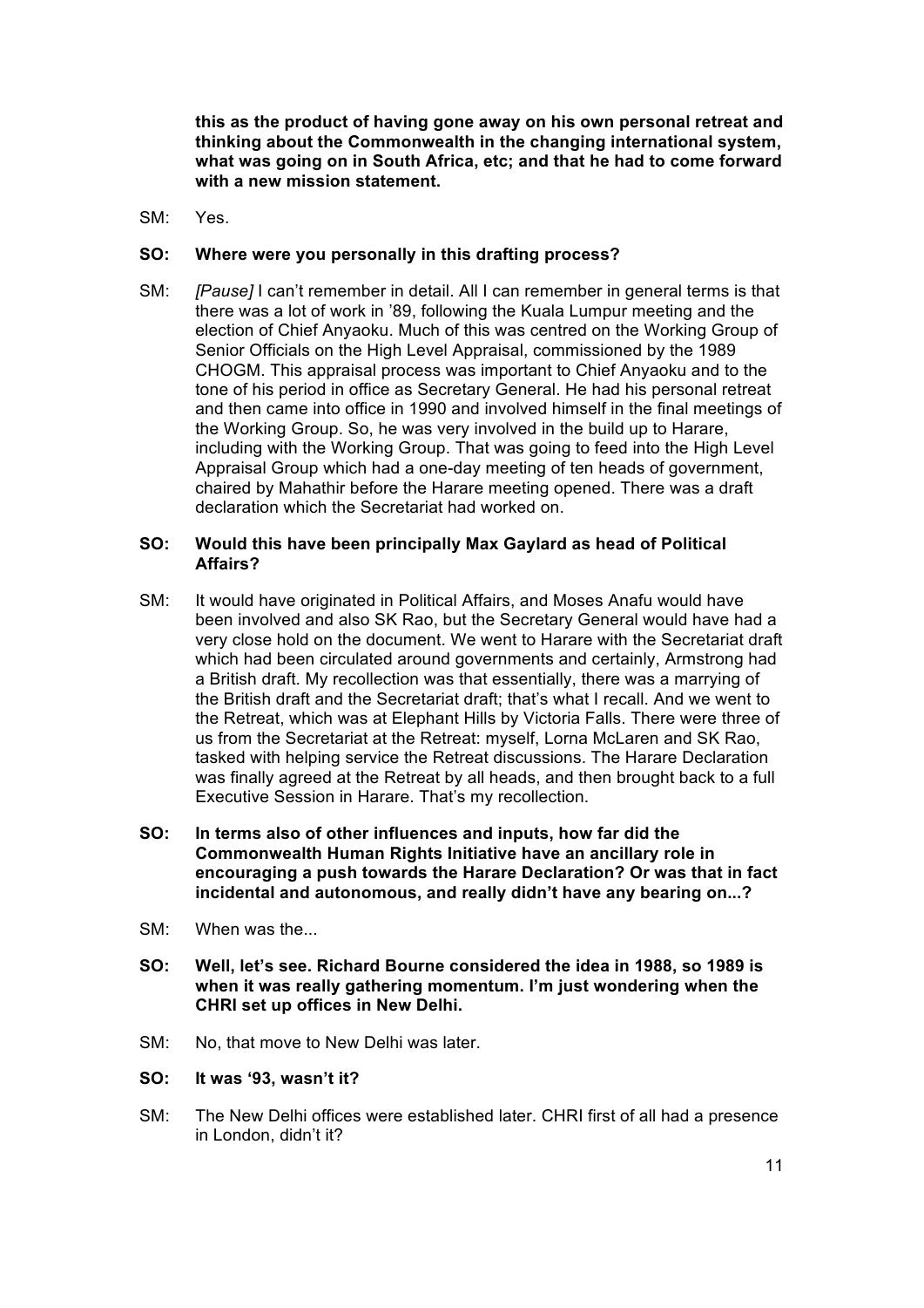**this as the product of having gone away on his own personal retreat and thinking about the Commonwealth in the changing international system, what was going on in South Africa, etc; and that he had to come forward with a new mission statement.**

SM: Yes.

**SO: Where were you personally in this drafting process?**

SM: *[Pause]* I can't remember in detail. All I can remember in general terms is that there was a lot of work in '89, following the Kuala Lumpur meeting and the election of Chief Anyaoku. Much of this was centred on the Working Group of Senior Officials on the High Level Appraisal, commissioned by the 1989 CHOGM. This appraisal process was important to Chief Anyaoku and to the tone of his period in office as Secretary General. He had his personal retreat and then came into office in 1990 and involved himself in the final meetings of the Working Group. So, he was very involved in the build up to Harare, including with the Working Group. That was going to feed into the High Level Appraisal Group which had a one-day meeting of ten heads of government, chaired by Mahathir before the Harare meeting opened. There was a draft declaration which the Secretariat had worked on.

**SO: Would this have been principally Max Gaylard as head of Political Affairs?**

SM: It would have originated in Political Affairs, and Moses Anafu would have been involved and also SK Rao, but the Secretary General would have had a very close hold on the document. We went to Harare with the Secretariat draft which had been circulated around governments and certainly, Armstrong had a British draft. My recollection was that essentially, there was a marrying of the British draft and the Secretariat draft; that's what I recall. And we went to the Retreat, which was at Elephant Hills by Victoria Falls. There were three of us from the Secretariat at the Retreat: myself, Lorna McLaren and SK Rao, tasked with helping service the Retreat discussions. The Harare Declaration was finally agreed at the Retreat by all heads, and then brought back to a full Executive Session in Harare. That's my recollection.

**SO: In terms also of other influences and inputs, how far did the Commonwealth Human Rights Initiative have an ancillary role in encouraging a push towards the Harare Declaration? Or was that in fact incidental and autonomous, and really didn't have any bearing on...?**

SM: When was the...

**SO: Well, let's see. Richard Bourne considered the idea in 1988, so 1989 is when it was really gathering momentum. I'm just wondering when the CHRI set up offices in New Delhi.**

SM: No, that move to New Delhi was later.

**SO: It was '93, wasn't it?**

SM: The New Delhi offices were established later. CHRI first of all had a presence in London, didn't it?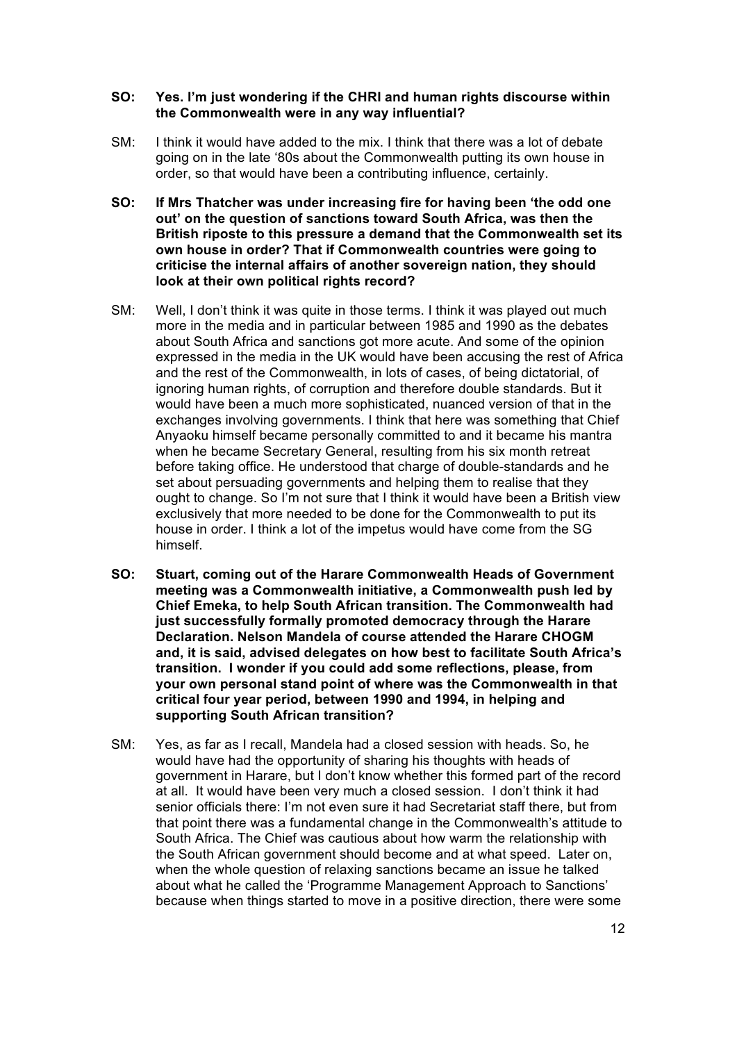**SO: Yes. I'm just wondering if the CHRI and human rights discourse within the Commonwealth were in any way influential?**

SM: I think it would have added to the mix. I think that there was a lot of debate going on in the late '80s about the Commonwealth putting its own house in order, so that would have been a contributing influence, certainly.

**SO: If Mrs Thatcher was under increasing fire for having been 'the odd one out' on the question of sanctions toward South Africa, was then the British riposte to this pressure a demand that the Commonwealth set its own house in order? That if Commonwealth countries were going to criticise the internal affairs of another sovereign nation, they should look at their own political rights record?**

SM: Well, I don't think it was quite in those terms. I think it was played out much more in the media and in particular between 1985 and 1990 as the debates about South Africa and sanctions got more acute. And some of the opinion expressed in the media in the UK would have been accusing the rest of Africa and the rest of the Commonwealth, in lots of cases, of being dictatorial, of ignoring human rights, of corruption and therefore double standards. But it would have been a much more sophisticated, nuanced version of that in the exchanges involving governments. I think that here was something that Chief Anyaoku himself became personally committed to and it became his mantra when he became Secretary General, resulting from his six month retreat before taking office. He understood that charge of double-standards and he set about persuading governments and helping them to realise that they ought to change. So I'm not sure that I think it would have been a British view exclusively that more needed to be done for the Commonwealth to put its house in order. I think a lot of the impetus would have come from the SG himself.

**SO: Stuart, coming out of the Harare Commonwealth Heads of Government meeting was a Commonwealth initiative, a Commonwealth push led by Chief Emeka, to help South African transition. The Commonwealth had just successfully formally promoted democracy through the Harare Declaration. Nelson Mandela of course attended the Harare CHOGM and, it is said, advised delegates on how best to facilitate South Africa's transition. I wonder if you could add some reflections, please, from your own personal stand point of where was the Commonwealth in that critical four year period, between 1990 and 1994, in helping and supporting South African transition?**

SM: Yes, as far as I recall, Mandela had a closed session with heads. So, he would have had the opportunity of sharing his thoughts with heads of government in Harare, but I don't know whether this formed part of the record at all. It would have been very much a closed session. I don't think it had senior officials there: I'm not even sure it had Secretariat staff there, but from that point there was a fundamental change in the Commonwealth's attitude to South Africa. The Chief was cautious about how warm the relationship with the South African government should become and at what speed. Later on, when the whole question of relaxing sanctions became an issue he talked about what he called the 'Programme Management Approach to Sanctions' because when things started to move in a positive direction, there were some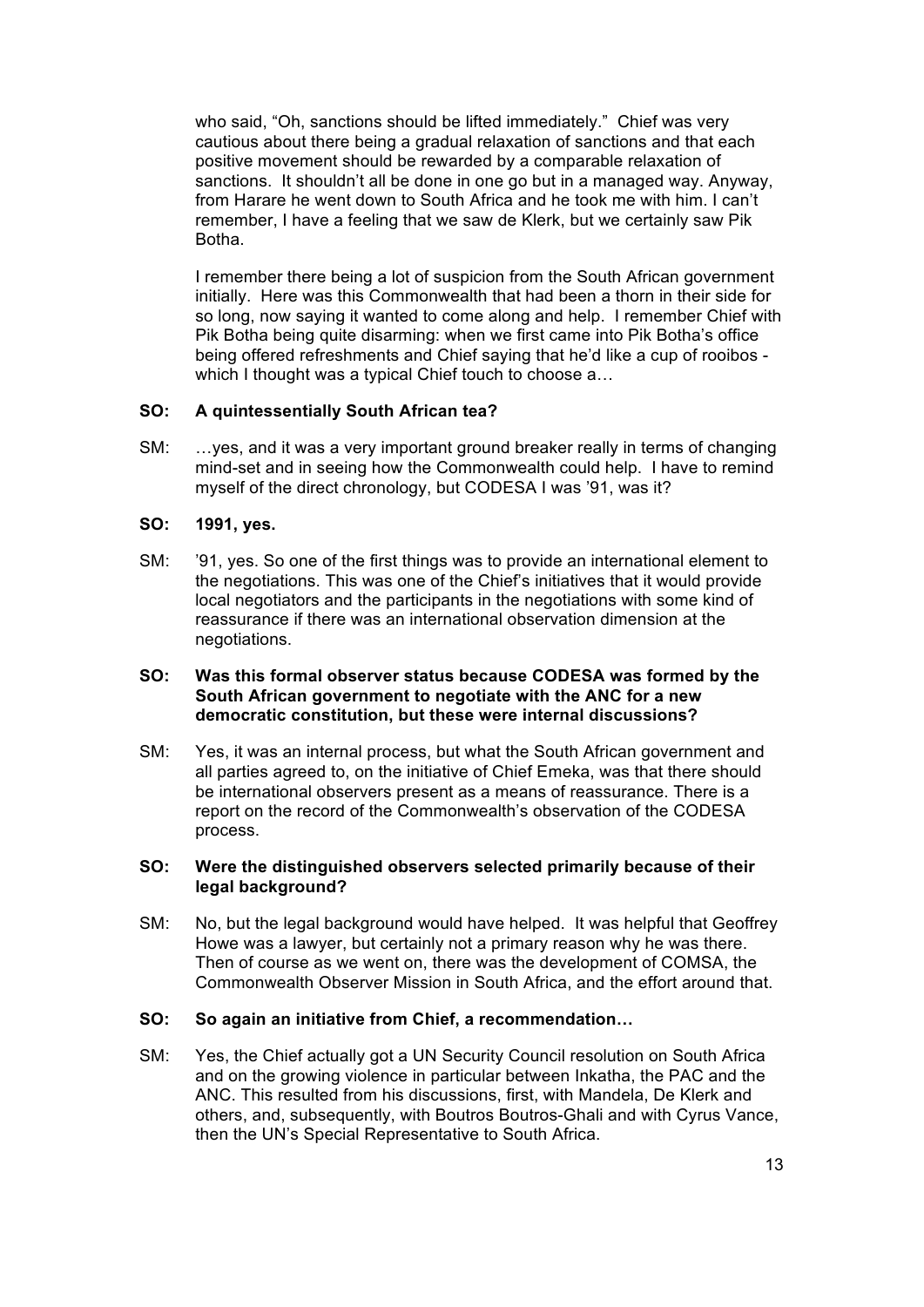who said, "Oh, sanctions should be lifted immediately." Chief was very cautious about there being a gradual relaxation of sanctions and that each positive movement should be rewarded by a comparable relaxation of sanctions. It shouldn't all be done in one go but in a managed way. Anyway, from Harare he went down to South Africa and he took me with him. I can't remember, I have a feeling that we saw de Klerk, but we certainly saw Pik Botha.

I remember there being a lot of suspicion from the South African government initially. Here was this Commonwealth that had been a thorn in their side for so long, now saying it wanted to come along and help. I remember Chief with Pik Botha being quite disarming: when we first came into Pik Botha's office being offered refreshments and Chief saying that he'd like a cup of rooibos - which I thought was a typical Chief touch to choose a…

**SO: A quintessentially South African tea?**

SM: …yes, and it was a very important ground breaker really in terms of changing mind-set and in seeing how the Commonwealth could help. I have to remind myself of the direct chronology, but CODESA I was '91, was it?

**SO: 1991, yes.**

SM: '91, yes. So one of the first things was to provide an international element to the negotiations. This was one of the Chief's initiatives that it would provide local negotiators and the participants in the negotiations with some kind of reassurance if there was an international observation dimension at the negotiations.

**SO: Was this formal observer status because CODESA was formed by the South African government to negotiate with the ANC for a new democratic constitution, but these were internal discussions?**

SM: Yes, it was an internal process, but what the South African government and all parties agreed to, on the initiative of Chief Emeka, was that there should be international observers present as a means of reassurance. There is a report on the record of the Commonwealth's observation of the CODESA process.

**SO: Were the distinguished observers selected primarily because of their legal background?**

SM: No, but the legal background would have helped. It was helpful that Geoffrey Howe was a lawyer, but certainly not a primary reason why he was there. Then of course as we went on, there was the development of COMSA, the Commonwealth Observer Mission in South Africa, and the effort around that.

**SO: So again an initiative from Chief, a recommendation…**

SM: Yes, the Chief actually got a UN Security Council resolution on South Africa and on the growing violence in particular between Inkatha, the PAC and the ANC. This resulted from his discussions, first, with Mandela, De Klerk and others, and, subsequently, with Boutros Boutros-Ghali and with Cyrus Vance, then the UN's Special Representative to South Africa.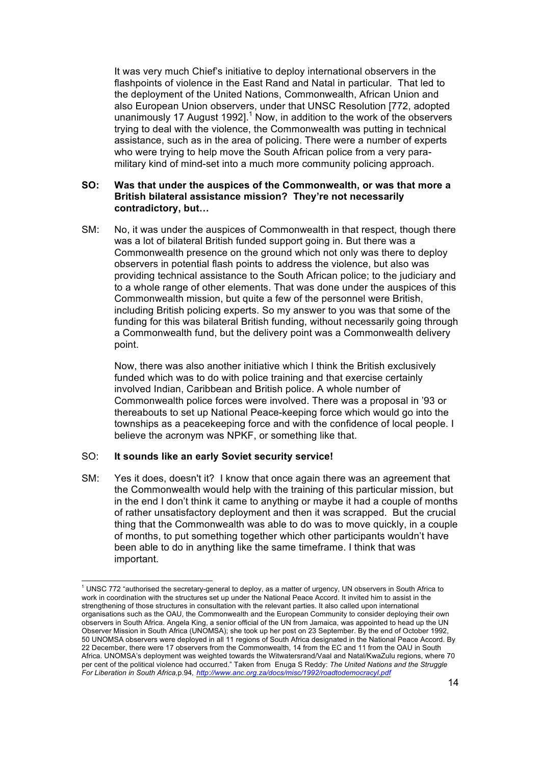It was very much Chief's initiative to deploy international observers in the flashpoints of violence in the East Rand and Natal in particular. That led to the deployment of the United Nations, Commonwealth, African Union and also European Union observers, under that UNSC Resolution [772, adopted unanimously 17 August 1992].[1] Now, in addition to the work of the observers trying to deal with the violence, the Commonwealth was putting in technical assistance, such as in the area of policing. There were a number of experts who were trying to help move the South African police from a very para-military kind of mind-set into a much more community policing approach.

**SO: Was that under the auspices of the Commonwealth, or was that more a British bilateral assistance mission? They're not necessarily contradictory, but…**

SM: No, it was under the auspices of Commonwealth in that respect, though there was a lot of bilateral British funded support going in. But there was a Commonwealth presence on the ground which not only was there to deploy observers in potential flash points to address the violence, but also was providing technical assistance to the South African police; to the judiciary and to a whole range of other elements. That was done under the auspices of this Commonwealth mission, but quite a few of the personnel were British, including British policing experts. So my answer to you was that some of the funding for this was bilateral British funding, without necessarily going through a Commonwealth fund, but the delivery point was a Commonwealth delivery point.

Now, there was also another initiative which I think the British exclusively funded which was to do with police training and that exercise certainly involved Indian, Caribbean and British police. A whole number of Commonwealth police forces were involved. There was a proposal in '93 or thereabouts to set up National Peace-keeping force which would go into the townships as a peacekeeping force and with the confidence of local people. I believe the acronym was NPKF, or something like that.

SO: **It sounds like an early Soviet security service!**

SM: Yes it does, doesn't it? I know that once again there was an agreement that the Commonwealth would help with the training of this particular mission, but in the end I don't think it came to anything or maybe it had a couple of months of rather unsatisfactory deployment and then it was scrapped. But the crucial thing that the Commonwealth was able to do was to move quickly, in a couple of months, to put something together which other participants wouldn't have been able to do in anything like the same timeframe. I think that was important.

---

[1] UNSC 772 "authorised the secretary-general to deploy, as a matter of urgency, UN observers in South Africa to work in coordination with the structures set up under the National Peace Accord. It invited him to assist in the strengthening of those structures in consultation with the relevant parties. It also called upon international organisations such as the OAU, the Commonwealth and the European Community to consider deploying their own observers in South Africa. Angela King, a senior official of the UN from Jamaica, was appointed to head up the UN Observer Mission in South Africa (UNOMSA); she took up her post on 23 September. By the end of October 1992, 50 UNOMSA observers were deployed in all 11 regions of South Africa designated in the National Peace Accord. By 22 December, there were 17 observers from the Commonwealth, 14 from the EC and 11 from the OAU in South Africa. UNOMSA's deployment was weighted towards the Witwatersrand/Vaal and Natal/KwaZulu regions, where 70 per cent of the political violence had occurred." Taken from Enuga S Reddy: *The United Nations and the Struggle For Liberation in South Africa*,p.94, *http://www.anc.org.za/docs/misc/1992/roadtodemocracyl.pdf*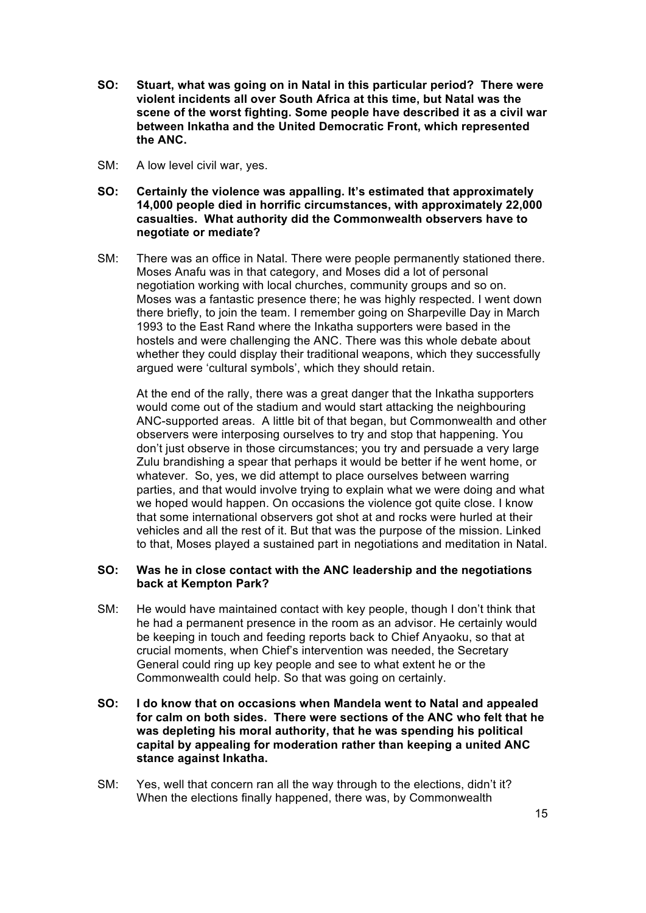**SO: Stuart, what was going on in Natal in this particular period? There were violent incidents all over South Africa at this time, but Natal was the scene of the worst fighting. Some people have described it as a civil war between Inkatha and the United Democratic Front, which represented the ANC.**

SM: A low level civil war, yes.

**SO: Certainly the violence was appalling. It's estimated that approximately 14,000 people died in horrific circumstances, with approximately 22,000 casualties. What authority did the Commonwealth observers have to negotiate or mediate?**

SM: There was an office in Natal. There were people permanently stationed there. Moses Anafu was in that category, and Moses did a lot of personal negotiation working with local churches, community groups and so on. Moses was a fantastic presence there; he was highly respected. I went down there briefly, to join the team. I remember going on Sharpeville Day in March 1993 to the East Rand where the Inkatha supporters were based in the hostels and were challenging the ANC. There was this whole debate about whether they could display their traditional weapons, which they successfully argued were 'cultural symbols', which they should retain.

At the end of the rally, there was a great danger that the Inkatha supporters would come out of the stadium and would start attacking the neighbouring ANC-supported areas. A little bit of that began, but Commonwealth and other observers were interposing ourselves to try and stop that happening. You don't just observe in those circumstances; you try and persuade a very large Zulu brandishing a spear that perhaps it would be better if he went home, or whatever. So, yes, we did attempt to place ourselves between warring parties, and that would involve trying to explain what we were doing and what we hoped would happen. On occasions the violence got quite close. I know that some international observers got shot at and rocks were hurled at their vehicles and all the rest of it. But that was the purpose of the mission. Linked to that, Moses played a sustained part in negotiations and meditation in Natal.

**SO: Was he in close contact with the ANC leadership and the negotiations back at Kempton Park?**

SM: He would have maintained contact with key people, though I don't think that he had a permanent presence in the room as an advisor. He certainly would be keeping in touch and feeding reports back to Chief Anyaoku, so that at crucial moments, when Chief's intervention was needed, the Secretary General could ring up key people and see to what extent he or the Commonwealth could help. So that was going on certainly.

**SO: I do know that on occasions when Mandela went to Natal and appealed for calm on both sides. There were sections of the ANC who felt that he was depleting his moral authority, that he was spending his political capital by appealing for moderation rather than keeping a united ANC stance against Inkatha.**

SM: Yes, well that concern ran all the way through to the elections, didn't it? When the elections finally happened, there was, by Commonwealth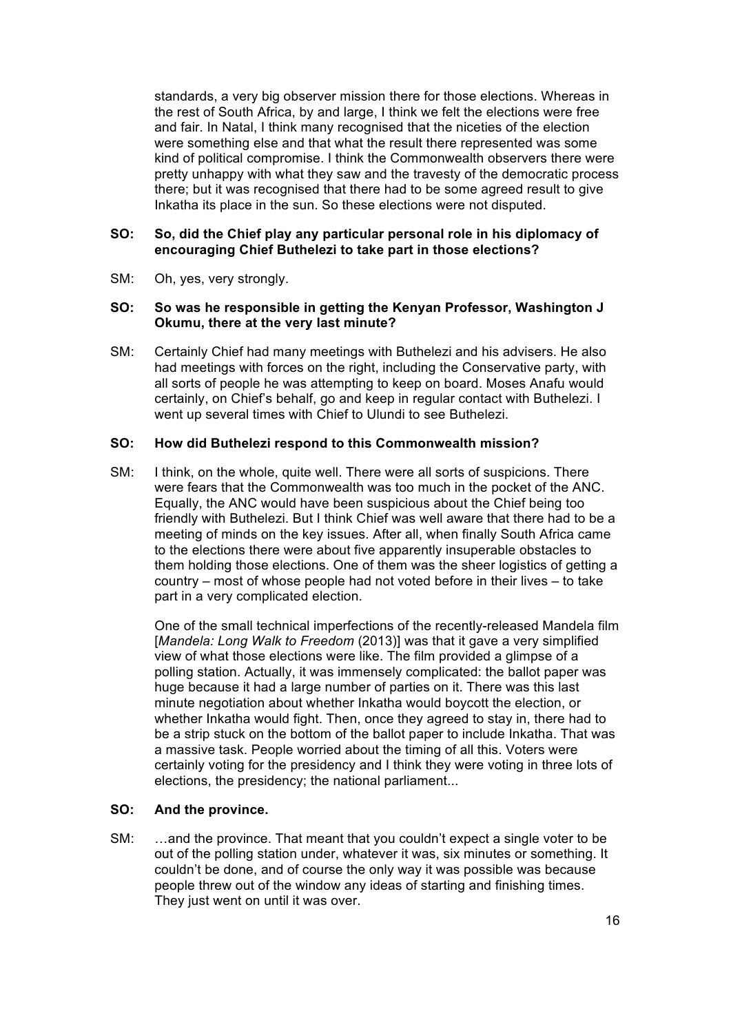standards, a very big observer mission there for those elections. Whereas in the rest of South Africa, by and large, I think we felt the elections were free and fair. In Natal, I think many recognised that the niceties of the election were something else and that what the result there represented was some kind of political compromise. I think the Commonwealth observers there were pretty unhappy with what they saw and the travesty of the democratic process there; but it was recognised that there had to be some agreed result to give Inkatha its place in the sun. So these elections were not disputed.

**SO: So, did the Chief play any particular personal role in his diplomacy of encouraging Chief Buthelezi to take part in those elections?**

SM: Oh, yes, very strongly.

**SO: So was he responsible in getting the Kenyan Professor, Washington J Okumu, there at the very last minute?**

SM: Certainly Chief had many meetings with Buthelezi and his advisers. He also had meetings with forces on the right, including the Conservative party, with all sorts of people he was attempting to keep on board. Moses Anafu would certainly, on Chief's behalf, go and keep in regular contact with Buthelezi. I went up several times with Chief to Ulundi to see Buthelezi.

**SO: How did Buthelezi respond to this Commonwealth mission?**

SM: I think, on the whole, quite well. There were all sorts of suspicions. There were fears that the Commonwealth was too much in the pocket of the ANC. Equally, the ANC would have been suspicious about the Chief being too friendly with Buthelezi. But I think Chief was well aware that there had to be a meeting of minds on the key issues. After all, when finally South Africa came to the elections there were about five apparently insuperable obstacles to them holding those elections. One of them was the sheer logistics of getting a country – most of whose people had not voted before in their lives – to take part in a very complicated election.

One of the small technical imperfections of the recently-released Mandela film [*Mandela: Long Walk to Freedom* (2013)] was that it gave a very simplified view of what those elections were like. The film provided a glimpse of a polling station. Actually, it was immensely complicated: the ballot paper was huge because it had a large number of parties on it. There was this last minute negotiation about whether Inkatha would boycott the election, or whether Inkatha would fight. Then, once they agreed to stay in, there had to be a strip stuck on the bottom of the ballot paper to include Inkatha. That was a massive task. People worried about the timing of all this. Voters were certainly voting for the presidency and I think they were voting in three lots of elections, the presidency; the national parliament...

**SO: And the province.**

SM: …and the province. That meant that you couldn't expect a single voter to be out of the polling station under, whatever it was, six minutes or something. It couldn't be done, and of course the only way it was possible was because people threw out of the window any ideas of starting and finishing times. They just went on until it was over.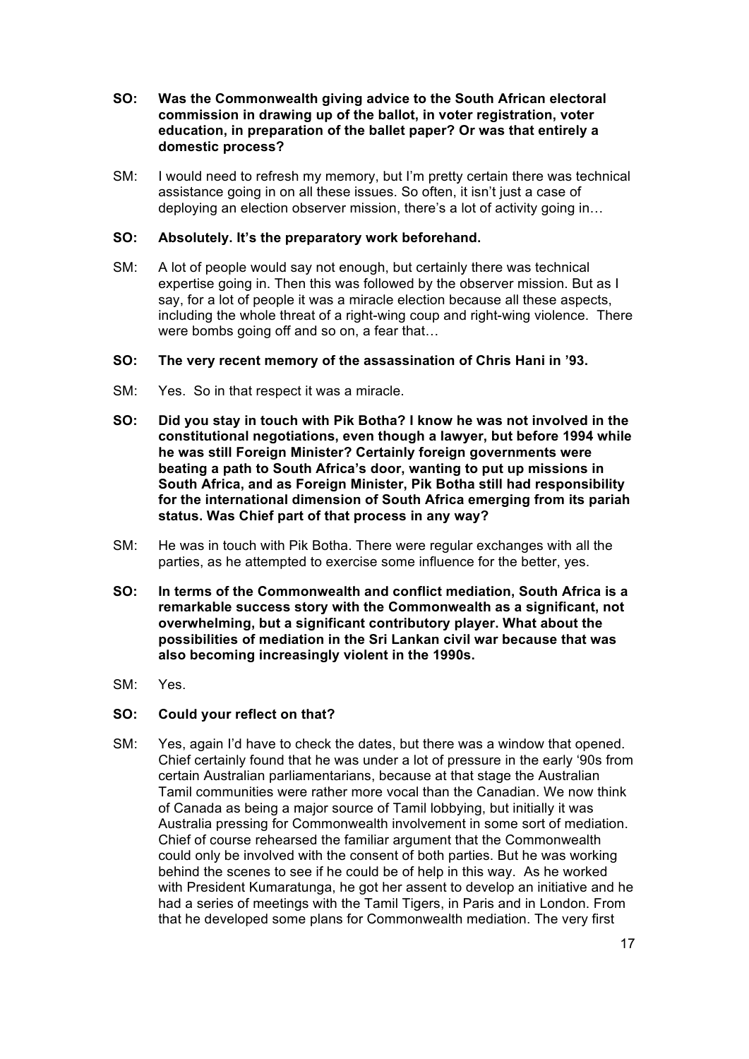**SO: Was the Commonwealth giving advice to the South African electoral commission in drawing up of the ballot, in voter registration, voter education, in preparation of the ballet paper? Or was that entirely a domestic process?**

SM: I would need to refresh my memory, but I'm pretty certain there was technical assistance going in on all these issues. So often, it isn't just a case of deploying an election observer mission, there's a lot of activity going in…

**SO: Absolutely. It's the preparatory work beforehand.**

SM: A lot of people would say not enough, but certainly there was technical expertise going in. Then this was followed by the observer mission. But as I say, for a lot of people it was a miracle election because all these aspects, including the whole threat of a right-wing coup and right-wing violence. There were bombs going off and so on, a fear that…

**SO: The very recent memory of the assassination of Chris Hani in '93.**

SM: Yes. So in that respect it was a miracle.

**SO: Did you stay in touch with Pik Botha? I know he was not involved in the constitutional negotiations, even though a lawyer, but before 1994 while he was still Foreign Minister? Certainly foreign governments were beating a path to South Africa's door, wanting to put up missions in South Africa, and as Foreign Minister, Pik Botha still had responsibility for the international dimension of South Africa emerging from its pariah status. Was Chief part of that process in any way?**

SM: He was in touch with Pik Botha. There were regular exchanges with all the parties, as he attempted to exercise some influence for the better, yes.

**SO: In terms of the Commonwealth and conflict mediation, South Africa is a remarkable success story with the Commonwealth as a significant, not overwhelming, but a significant contributory player. What about the possibilities of mediation in the Sri Lankan civil war because that was also becoming increasingly violent in the 1990s.**

SM: Yes.

**SO: Could your reflect on that?**

SM: Yes, again I'd have to check the dates, but there was a window that opened. Chief certainly found that he was under a lot of pressure in the early '90s from certain Australian parliamentarians, because at that stage the Australian Tamil communities were rather more vocal than the Canadian. We now think of Canada as being a major source of Tamil lobbying, but initially it was Australia pressing for Commonwealth involvement in some sort of mediation. Chief of course rehearsed the familiar argument that the Commonwealth could only be involved with the consent of both parties. But he was working behind the scenes to see if he could be of help in this way. As he worked with President Kumaratunga, he got her assent to develop an initiative and he had a series of meetings with the Tamil Tigers, in Paris and in London. From that he developed some plans for Commonwealth mediation. The very first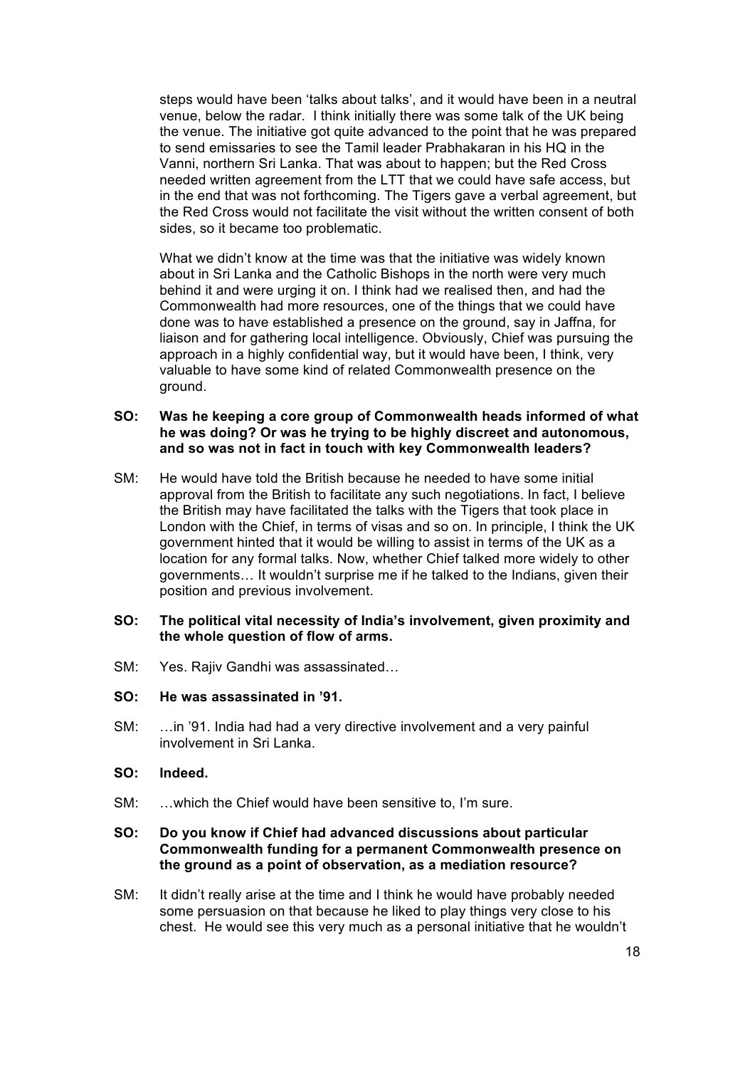steps would have been 'talks about talks', and it would have been in a neutral venue, below the radar. I think initially there was some talk of the UK being the venue. The initiative got quite advanced to the point that he was prepared to send emissaries to see the Tamil leader Prabhakaran in his HQ in the Vanni, northern Sri Lanka. That was about to happen; but the Red Cross needed written agreement from the LTT that we could have safe access, but in the end that was not forthcoming. The Tigers gave a verbal agreement, but the Red Cross would not facilitate the visit without the written consent of both sides, so it became too problematic.

What we didn't know at the time was that the initiative was widely known about in Sri Lanka and the Catholic Bishops in the north were very much behind it and were urging it on. I think had we realised then, and had the Commonwealth had more resources, one of the things that we could have done was to have established a presence on the ground, say in Jaffna, for liaison and for gathering local intelligence. Obviously, Chief was pursuing the approach in a highly confidential way, but it would have been, I think, very valuable to have some kind of related Commonwealth presence on the ground.

**SO: Was he keeping a core group of Commonwealth heads informed of what he was doing? Or was he trying to be highly discreet and autonomous, and so was not in fact in touch with key Commonwealth leaders?**

SM: He would have told the British because he needed to have some initial approval from the British to facilitate any such negotiations. In fact, I believe the British may have facilitated the talks with the Tigers that took place in London with the Chief, in terms of visas and so on. In principle, I think the UK government hinted that it would be willing to assist in terms of the UK as a location for any formal talks. Now, whether Chief talked more widely to other governments… It wouldn't surprise me if he talked to the Indians, given their position and previous involvement.

**SO: The political vital necessity of India's involvement, given proximity and the whole question of flow of arms.**

SM: Yes. Rajiv Gandhi was assassinated…

**SO: He was assassinated in '91.**

SM: …in '91. India had had a very directive involvement and a very painful involvement in Sri Lanka.

**SO: Indeed.**

SM: …which the Chief would have been sensitive to, I'm sure.

**SO: Do you know if Chief had advanced discussions about particular Commonwealth funding for a permanent Commonwealth presence on the ground as a point of observation, as a mediation resource?**

SM: It didn't really arise at the time and I think he would have probably needed some persuasion on that because he liked to play things very close to his chest. He would see this very much as a personal initiative that he wouldn't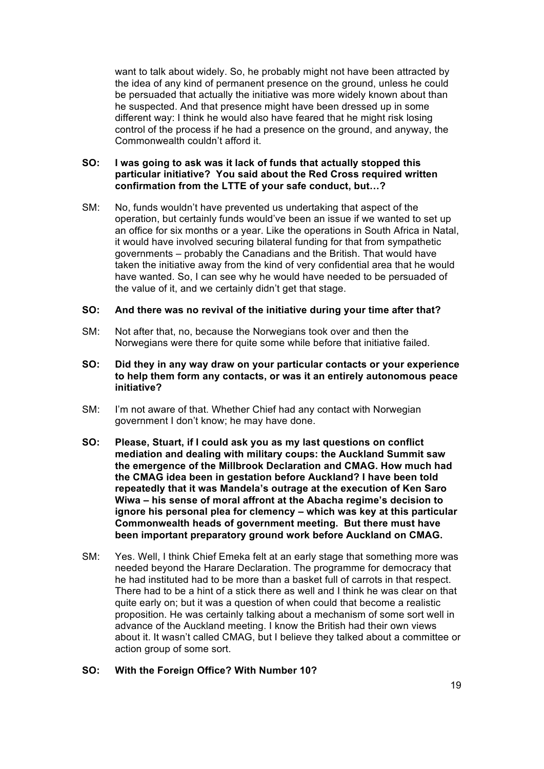want to talk about widely. So, he probably might not have been attracted by the idea of any kind of permanent presence on the ground, unless he could be persuaded that actually the initiative was more widely known about than he suspected. And that presence might have been dressed up in some different way: I think he would also have feared that he might risk losing control of the process if he had a presence on the ground, and anyway, the Commonwealth couldn't afford it.

**SO: I was going to ask was it lack of funds that actually stopped this particular initiative? You said about the Red Cross required written confirmation from the LTTE of your safe conduct, but…?**

SM: No, funds wouldn't have prevented us undertaking that aspect of the operation, but certainly funds would've been an issue if we wanted to set up an office for six months or a year. Like the operations in South Africa in Natal, it would have involved securing bilateral funding for that from sympathetic governments – probably the Canadians and the British. That would have taken the initiative away from the kind of very confidential area that he would have wanted. So, I can see why he would have needed to be persuaded of the value of it, and we certainly didn't get that stage.

**SO: And there was no revival of the initiative during your time after that?**

SM: Not after that, no, because the Norwegians took over and then the Norwegians were there for quite some while before that initiative failed.

**SO: Did they in any way draw on your particular contacts or your experience to help them form any contacts, or was it an entirely autonomous peace initiative?**

SM: I'm not aware of that. Whether Chief had any contact with Norwegian government I don't know; he may have done.

**SO: Please, Stuart, if I could ask you as my last questions on conflict mediation and dealing with military coups: the Auckland Summit saw the emergence of the Millbrook Declaration and CMAG. How much had the CMAG idea been in gestation before Auckland? I have been told repeatedly that it was Mandela's outrage at the execution of Ken Saro Wiwa – his sense of moral affront at the Abacha regime's decision to ignore his personal plea for clemency – which was key at this particular Commonwealth heads of government meeting. But there must have been important preparatory ground work before Auckland on CMAG.**

SM: Yes. Well, I think Chief Emeka felt at an early stage that something more was needed beyond the Harare Declaration. The programme for democracy that he had instituted had to be more than a basket full of carrots in that respect. There had to be a hint of a stick there as well and I think he was clear on that quite early on; but it was a question of when could that become a realistic proposition. He was certainly talking about a mechanism of some sort well in advance of the Auckland meeting. I know the British had their own views about it. It wasn't called CMAG, but I believe they talked about a committee or action group of some sort.

**SO: With the Foreign Office? With Number 10?**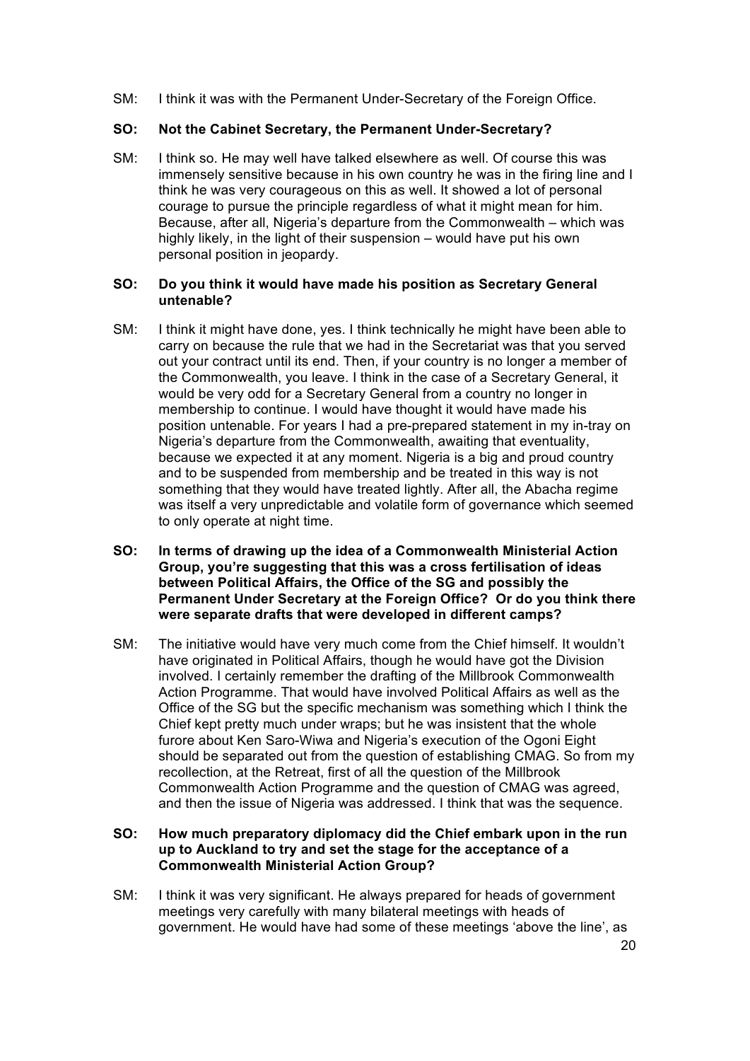SM: I think it was with the Permanent Under-Secretary of the Foreign Office.

**SO: Not the Cabinet Secretary, the Permanent Under-Secretary?**

SM: I think so. He may well have talked elsewhere as well. Of course this was immensely sensitive because in his own country he was in the firing line and I think he was very courageous on this as well. It showed a lot of personal courage to pursue the principle regardless of what it might mean for him. Because, after all, Nigeria's departure from the Commonwealth – which was highly likely, in the light of their suspension – would have put his own personal position in jeopardy.

**SO: Do you think it would have made his position as Secretary General untenable?**

SM: I think it might have done, yes. I think technically he might have been able to carry on because the rule that we had in the Secretariat was that you served out your contract until its end. Then, if your country is no longer a member of the Commonwealth, you leave. I think in the case of a Secretary General, it would be very odd for a Secretary General from a country no longer in membership to continue. I would have thought it would have made his position untenable. For years I had a pre-prepared statement in my in-tray on Nigeria's departure from the Commonwealth, awaiting that eventuality, because we expected it at any moment. Nigeria is a big and proud country and to be suspended from membership and be treated in this way is not something that they would have treated lightly. After all, the Abacha regime was itself a very unpredictable and volatile form of governance which seemed to only operate at night time.

**SO: In terms of drawing up the idea of a Commonwealth Ministerial Action Group, you're suggesting that this was a cross fertilisation of ideas between Political Affairs, the Office of the SG and possibly the Permanent Under Secretary at the Foreign Office? Or do you think there were separate drafts that were developed in different camps?**

SM: The initiative would have very much come from the Chief himself. It wouldn't have originated in Political Affairs, though he would have got the Division involved. I certainly remember the drafting of the Millbrook Commonwealth Action Programme. That would have involved Political Affairs as well as the Office of the SG but the specific mechanism was something which I think the Chief kept pretty much under wraps; but he was insistent that the whole furore about Ken Saro-Wiwa and Nigeria's execution of the Ogoni Eight should be separated out from the question of establishing CMAG. So from my recollection, at the Retreat, first of all the question of the Millbrook Commonwealth Action Programme and the question of CMAG was agreed, and then the issue of Nigeria was addressed. I think that was the sequence.

**SO: How much preparatory diplomacy did the Chief embark upon in the run up to Auckland to try and set the stage for the acceptance of a Commonwealth Ministerial Action Group?**

SM: I think it was very significant. He always prepared for heads of government meetings very carefully with many bilateral meetings with heads of government. He would have had some of these meetings 'above the line', as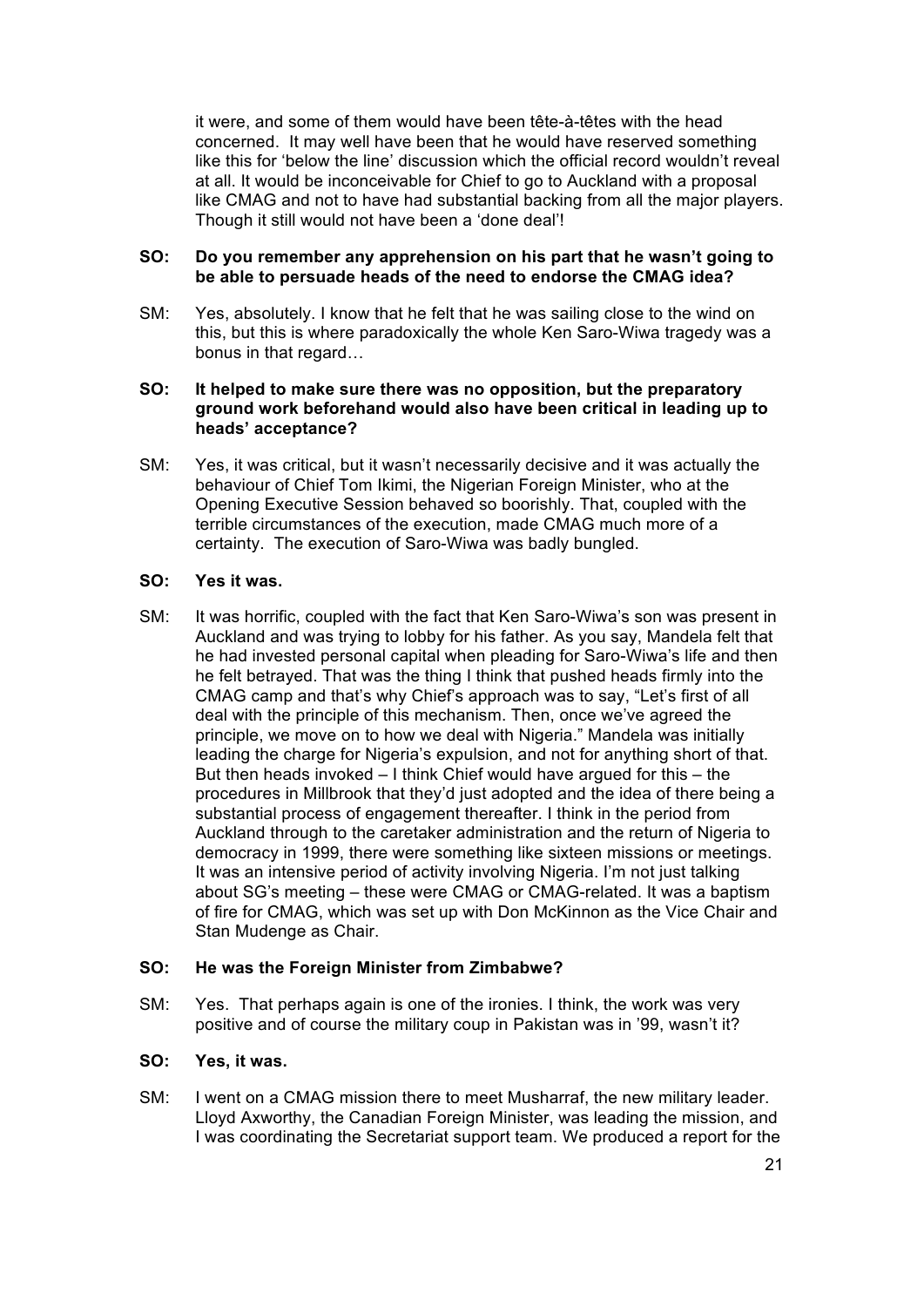it were, and some of them would have been tête-à-têtes with the head concerned. It may well have been that he would have reserved something like this for 'below the line' discussion which the official record wouldn't reveal at all. It would be inconceivable for Chief to go to Auckland with a proposal like CMAG and not to have had substantial backing from all the major players. Though it still would not have been a 'done deal'!

**SO: Do you remember any apprehension on his part that he wasn't going to be able to persuade heads of the need to endorse the CMAG idea?**

SM: Yes, absolutely. I know that he felt that he was sailing close to the wind on this, but this is where paradoxically the whole Ken Saro-Wiwa tragedy was a bonus in that regard…

**SO: It helped to make sure there was no opposition, but the preparatory ground work beforehand would also have been critical in leading up to heads' acceptance?**

SM: Yes, it was critical, but it wasn't necessarily decisive and it was actually the behaviour of Chief Tom Ikimi, the Nigerian Foreign Minister, who at the Opening Executive Session behaved so boorishly. That, coupled with the terrible circumstances of the execution, made CMAG much more of a certainty. The execution of Saro-Wiwa was badly bungled.

**SO: Yes it was.**

SM: It was horrific, coupled with the fact that Ken Saro-Wiwa's son was present in Auckland and was trying to lobby for his father. As you say, Mandela felt that he had invested personal capital when pleading for Saro-Wiwa's life and then he felt betrayed. That was the thing I think that pushed heads firmly into the CMAG camp and that's why Chief's approach was to say, "Let's first of all deal with the principle of this mechanism. Then, once we've agreed the principle, we move on to how we deal with Nigeria." Mandela was initially leading the charge for Nigeria's expulsion, and not for anything short of that. But then heads invoked – I think Chief would have argued for this – the procedures in Millbrook that they'd just adopted and the idea of there being a substantial process of engagement thereafter. I think in the period from Auckland through to the caretaker administration and the return of Nigeria to democracy in 1999, there were something like sixteen missions or meetings. It was an intensive period of activity involving Nigeria. I'm not just talking about SG's meeting – these were CMAG or CMAG-related. It was a baptism of fire for CMAG, which was set up with Don McKinnon as the Vice Chair and Stan Mudenge as Chair.

**SO: He was the Foreign Minister from Zimbabwe?**

SM: Yes. That perhaps again is one of the ironies. I think, the work was very positive and of course the military coup in Pakistan was in '99, wasn't it?

**SO: Yes, it was.**

SM: I went on a CMAG mission there to meet Musharraf, the new military leader. Lloyd Axworthy, the Canadian Foreign Minister, was leading the mission, and I was coordinating the Secretariat support team. We produced a report for the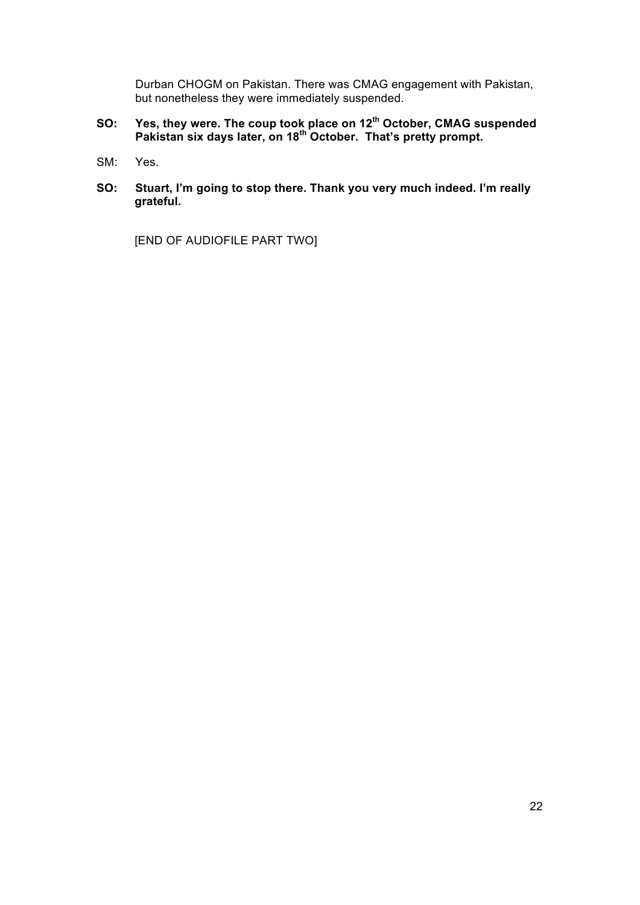Durban CHOGM on Pakistan. There was CMAG engagement with Pakistan, but nonetheless they were immediately suspended.

**SO: Yes, they were. The coup took place on 12th October, CMAG suspended Pakistan six days later, on 18th October. That's pretty prompt.**

SM: Yes.

**SO: Stuart, I'm going to stop there. Thank you very much indeed. I'm really grateful.**

[END OF AUDIOFILE PART TWO]